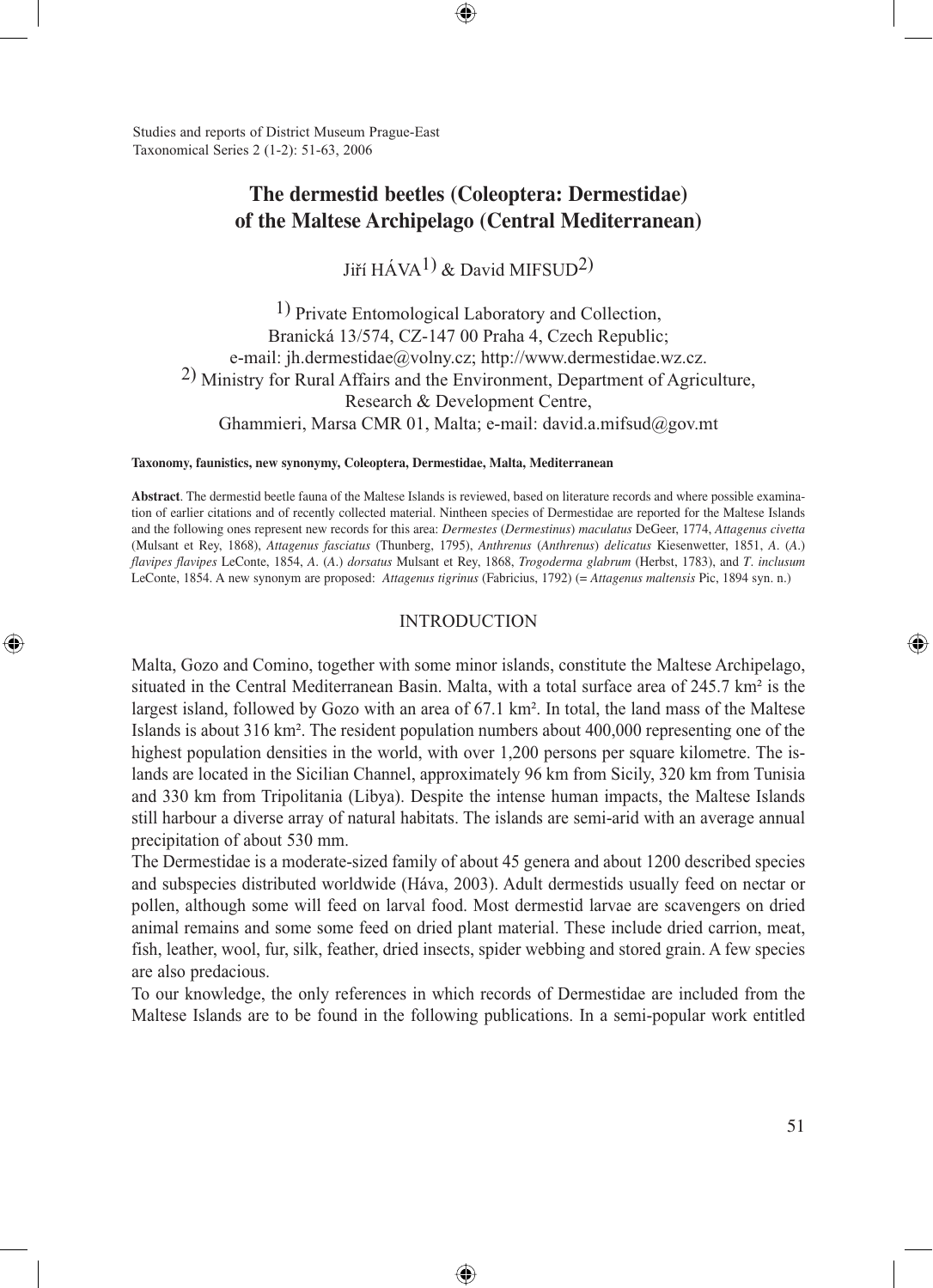Studies and reports of District Museum Prague-East
Taxonomical Series 2 (1-2): 51-63, 2006

# The dermestid beetles (Coleoptera: Dermestidae) of the Maltese Archipelago (Central Mediterranean)

Jiří HÁVA[1] & David MIFSUD[2]

[1] Private Entomological Laboratory and Collection, Branická 13/574, CZ-147 00 Praha 4, Czech Republic; e-mail: jh.dermestidae@volny.cz; http://www.dermestidae.wz.cz.
[2] Ministry for Rural Affairs and the Environment, Department of Agriculture, Research & Development Centre, Ghammieri, Marsa CMR 01, Malta; e-mail: david.a.mifsud@gov.mt

**Taxonomy, faunistics, new synonymy, Coleoptera, Dermestidae, Malta, Mediterranean**

**Abstract**. The dermestid beetle fauna of the Maltese Islands is reviewed, based on literature records and where possible examination of earlier citations and of recently collected material. Nintheen species of Dermestidae are reported for the Maltese Islands and the following ones represent new records for this area: *Dermestes* (*Dermestinus*) *maculatus* DeGeer, 1774, *Attagenus civetta* (Mulsant et Rey, 1868), *Attagenus fasciatus* (Thunberg, 1795), *Anthrenus* (*Anthrenus*) *delicatus* Kiesenwetter, 1851, *A*. (*A*.) *flavipes flavipes* LeConte, 1854, *A*. (*A*.) *dorsatus* Mulsant et Rey, 1868, *Trogoderma glabrum* (Herbst, 1783), and *T. inclusum* LeConte, 1854. A new synonym are proposed: *Attagenus tigrinus* (Fabricius, 1792) (= *Attagenus maltensis* Pic, 1894 syn. n.)

## INTRODUCTION

Malta, Gozo and Comino, together with some minor islands, constitute the Maltese Archipelago, situated in the Central Mediterranean Basin. Malta, with a total surface area of 245.7 km² is the largest island, followed by Gozo with an area of 67.1 km². In total, the land mass of the Maltese Islands is about 316 km². The resident population numbers about 400,000 representing one of the highest population densities in the world, with over 1,200 persons per square kilometre. The islands are located in the Sicilian Channel, approximately 96 km from Sicily, 320 km from Tunisia and 330 km from Tripolitania (Libya). Despite the intense human impacts, the Maltese Islands still harbour a diverse array of natural habitats. The islands are semi-arid with an average annual precipitation of about 530 mm.

The Dermestidae is a moderate-sized family of about 45 genera and about 1200 described species and subspecies distributed worldwide (Háva, 2003). Adult dermestids usually feed on nectar or pollen, although some will feed on larval food. Most dermestid larvae are scavengers on dried animal remains and some some feed on dried plant material. These include dried carrion, meat, fish, leather, wool, fur, silk, feather, dried insects, spider webbing and stored grain. A few species are also predacious.

To our knowledge, the only references in which records of Dermestidae are included from the Maltese Islands are to be found in the following publications. In a semi-popular work entitled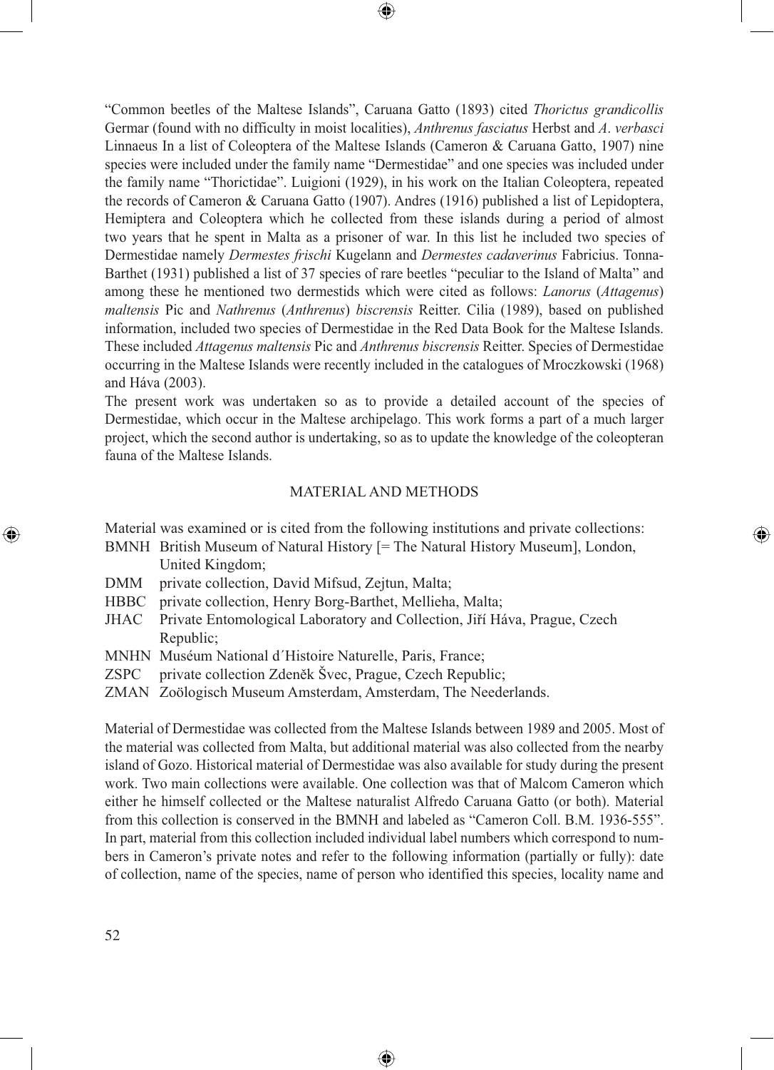"Common beetles of the Maltese Islands", Caruana Gatto (1893) cited *Thorictus grandicollis* Germar (found with no difficulty in moist localities), *Anthrenus fasciatus* Herbst and *A*. *verbasci* Linnaeus In a list of Coleoptera of the Maltese Islands (Cameron & Caruana Gatto, 1907) nine species were included under the family name "Dermestidae" and one species was included under the family name "Thorictidae". Luigioni (1929), in his work on the Italian Coleoptera, repeated the records of Cameron & Caruana Gatto (1907). Andres (1916) published a list of Lepidoptera, Hemiptera and Coleoptera which he collected from these islands during a period of almost two years that he spent in Malta as a prisoner of war. In this list he included two species of Dermestidae namely *Dermestes frischi* Kugelann and *Dermestes cadaverinus* Fabricius. Tonna-Barthet (1931) published a list of 37 species of rare beetles "peculiar to the Island of Malta" and among these he mentioned two dermestids which were cited as follows: *Lanorus* (*Attagenus*) *maltensis* Pic and *Nathrenus* (*Anthrenus*) *biscrensis* Reitter. Cilia (1989), based on published information, included two species of Dermestidae in the Red Data Book for the Maltese Islands. These included *Attagenus maltensis* Pic and *Anthrenus biscrensis* Reitter. Species of Dermestidae occurring in the Maltese Islands were recently included in the catalogues of Mroczkowski (1968) and Háva (2003).

The present work was undertaken so as to provide a detailed account of the species of Dermestidae, which occur in the Maltese archipelago. This work forms a part of a much larger project, which the second author is undertaking, so as to update the knowledge of the coleopteran fauna of the Maltese Islands.

## MATERIAL AND METHODS

Material was examined or is cited from the following institutions and private collections:

- BMNH British Museum of Natural History [= The Natural History Museum], London, United Kingdom;
- DMM private collection, David Mifsud, Zejtun, Malta;
- HBBC private collection, Henry Borg-Barthet, Mellieha, Malta;
- JHAC Private Entomological Laboratory and Collection, Jiří Háva, Prague, Czech Republic;
- MNHN Muséum National d´Histoire Naturelle, Paris, France;
- ZSPC private collection Zdeněk Švec, Prague, Czech Republic;
- ZMAN Zoölogisch Museum Amsterdam, Amsterdam, The Neederlands.

Material of Dermestidae was collected from the Maltese Islands between 1989 and 2005. Most of the material was collected from Malta, but additional material was also collected from the nearby island of Gozo. Historical material of Dermestidae was also available for study during the present work. Two main collections were available. One collection was that of Malcom Cameron which either he himself collected or the Maltese naturalist Alfredo Caruana Gatto (or both). Material from this collection is conserved in the BMNH and labeled as "Cameron Coll. B.M. 1936-555". In part, material from this collection included individual label numbers which correspond to numbers in Cameron's private notes and refer to the following information (partially or fully): date of collection, name of the species, name of person who identified this species, locality name and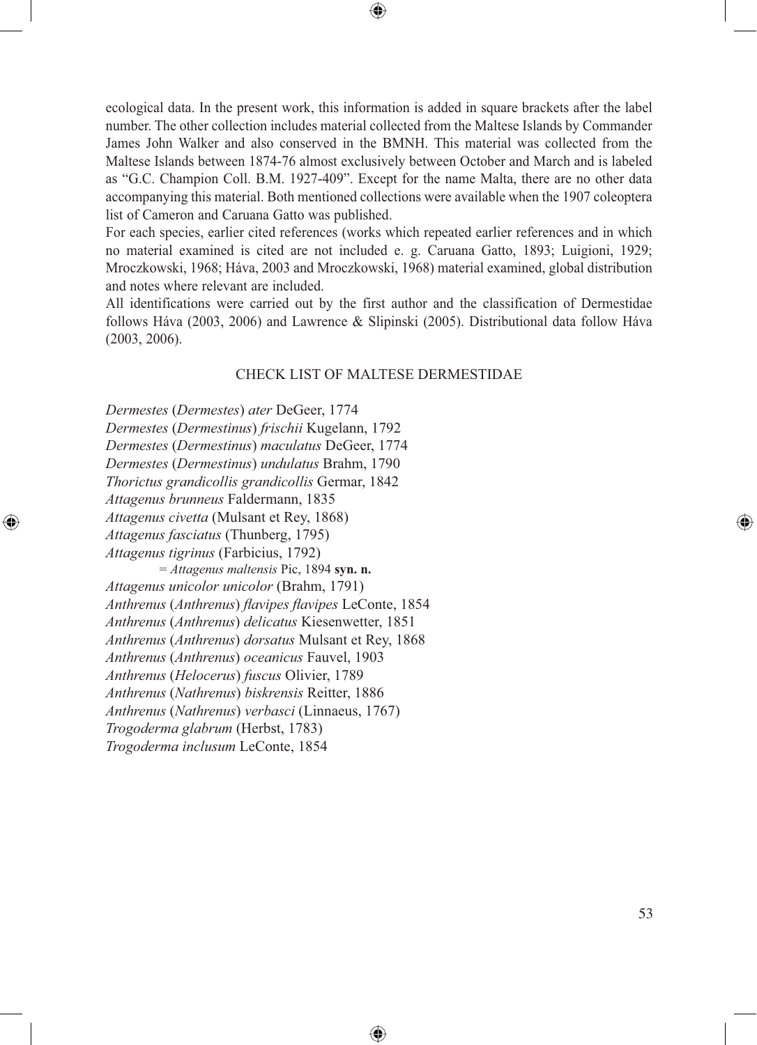ecological data. In the present work, this information is added in square brackets after the label number. The other collection includes material collected from the Maltese Islands by Commander James John Walker and also conserved in the BMNH. This material was collected from the Maltese Islands between 1874-76 almost exclusively between October and March and is labeled as "G.C. Champion Coll. B.M. 1927-409". Except for the name Malta, there are no other data accompanying this material. Both mentioned collections were available when the 1907 coleoptera list of Cameron and Caruana Gatto was published.

For each species, earlier cited references (works which repeated earlier references and in which no material examined is cited are not included e. g. Caruana Gatto, 1893; Luigioni, 1929; Mroczkowski, 1968; Háva, 2003 and Mroczkowski, 1968) material examined, global distribution and notes where relevant are included.

All identifications were carried out by the first author and the classification of Dermestidae follows Háva (2003, 2006) and Lawrence & Slipinski (2005). Distributional data follow Háva (2003, 2006).

## CHECK LIST OF MALTESE DERMESTIDAE

*Dermestes* (*Dermestes*) *ater* DeGeer, 1774
*Dermestes* (*Dermestinus*) *frischii* Kugelann, 1792
*Dermestes* (*Dermestinus*) *maculatus* DeGeer, 1774
*Dermestes* (*Dermestinus*) *undulatus* Brahm, 1790
*Thorictus grandicollis grandicollis* Germar, 1842
*Attagenus brunneus* Faldermann, 1835
*Attagenus civetta* (Mulsant et Rey, 1868)
*Attagenus fasciatus* (Thunberg, 1795)
*Attagenus tigrinus* (Farbicius, 1792)
  = *Attagenus maltensis* Pic, 1894 **syn. n.**
*Attagenus unicolor unicolor* (Brahm, 1791)
*Anthrenus* (*Anthrenus*) *flavipes flavipes* LeConte, 1854
*Anthrenus* (*Anthrenus*) *delicatus* Kiesenwetter, 1851
*Anthrenus* (*Anthrenus*) *dorsatus* Mulsant et Rey, 1868
*Anthrenus* (*Anthrenus*) *oceanicus* Fauvel, 1903
*Anthrenus* (*Helocerus*) *fuscus* Olivier, 1789
*Anthrenus* (*Nathrenus*) *biskrensis* Reitter, 1886
*Anthrenus* (*Nathrenus*) *verbasci* (Linnaeus, 1767)
*Trogoderma glabrum* (Herbst, 1783)
*Trogoderma inclusum* LeConte, 1854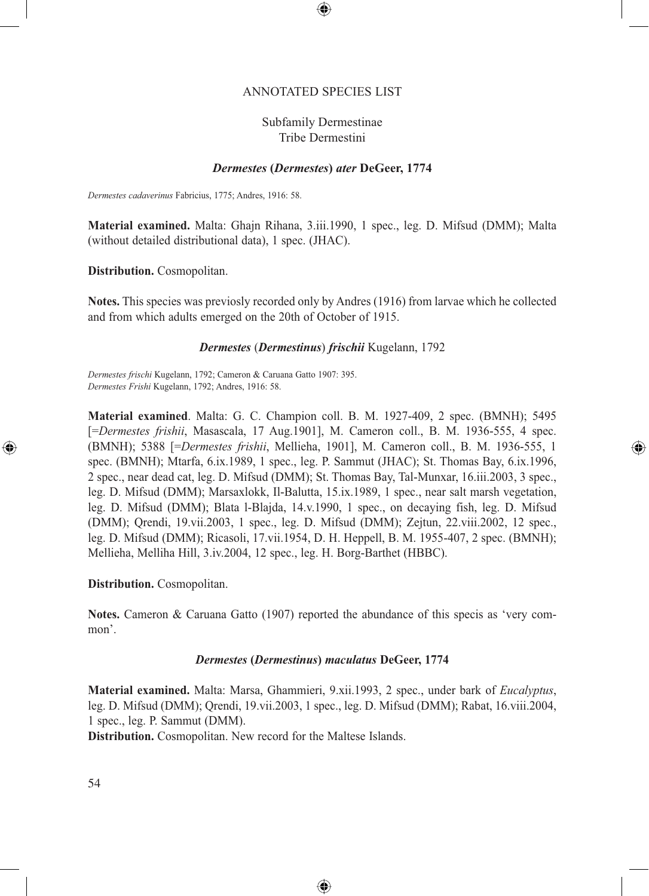## ANNOTATED SPECIES LIST

### Subfamily Dermestinae
### Tribe Dermestini

#### *Dermestes* (*Dermestes*) *ater* DeGeer, 1774

*Dermestes cadaverinus* Fabricius, 1775; Andres, 1916: 58.

**Material examined.** Malta: Ghajn Rihana, 3.iii.1990, 1 spec., leg. D. Mifsud (DMM); Malta (without detailed distributional data), 1 spec. (JHAC).

**Distribution.** Cosmopolitan.

**Notes.** This species was previously recorded only by Andres (1916) from larvae which he collected and from which adults emerged on the 20th of October of 1915.

#### *Dermestes* (*Dermestinus*) *frischii* Kugelann, 1792

*Dermestes frischi* Kugelann, 1792; Cameron & Caruana Gatto 1907: 395.
*Dermestes Frishi* Kugelann, 1792; Andres, 1916: 58.

**Material examined**. Malta: G. C. Champion coll. B. M. 1927-409, 2 spec. (BMNH); 5495 [=*Dermestes frishii*, Masascala, 17 Aug.1901], M. Cameron coll., B. M. 1936-555, 4 spec. (BMNH); 5388 [=*Dermestes frishii*, Mellieha, 1901], M. Cameron coll., B. M. 1936-555, 1 spec. (BMNH); Mtarfa, 6.ix.1989, 1 spec., leg. P. Sammut (JHAC); St. Thomas Bay, 6.ix.1996, 2 spec., near dead cat, leg. D. Mifsud (DMM); St. Thomas Bay, Tal-Munxar, 16.iii.2003, 3 spec., leg. D. Mifsud (DMM); Marsaxlokk, Il-Balutta, 15.ix.1989, 1 spec., near salt marsh vegetation, leg. D. Mifsud (DMM); Blata l-Bajda, 14.v.1990, 1 spec., on decaying fish, leg. D. Mifsud (DMM); Qrendi, 19.vii.2003, 1 spec., leg. D. Mifsud (DMM); Zejtun, 22.viii.2002, 12 spec., leg. D. Mifsud (DMM); Ricasoli, 17.vii.1954, D. H. Heppell, B. M. 1955-407, 2 spec. (BMNH); Mellieha, Melliha Hill, 3.iv.2004, 12 spec., leg. H. Borg-Barthet (HBBC).

**Distribution.** Cosmopolitan.

**Notes.** Cameron & Caruana Gatto (1907) reported the abundance of this specis as 'very common'.

#### *Dermestes* (*Dermestinus*) *maculatus* DeGeer, 1774

**Material examined.** Malta: Marsa, Ghammieri, 9.xii.1993, 2 spec., under bark of *Eucalyptus*, leg. D. Mifsud (DMM); Qrendi, 19.vii.2003, 1 spec., leg. D. Mifsud (DMM); Rabat, 16.viii.2004, 1 spec., leg. P. Sammut (DMM).

**Distribution.** Cosmopolitan. New record for the Maltese Islands.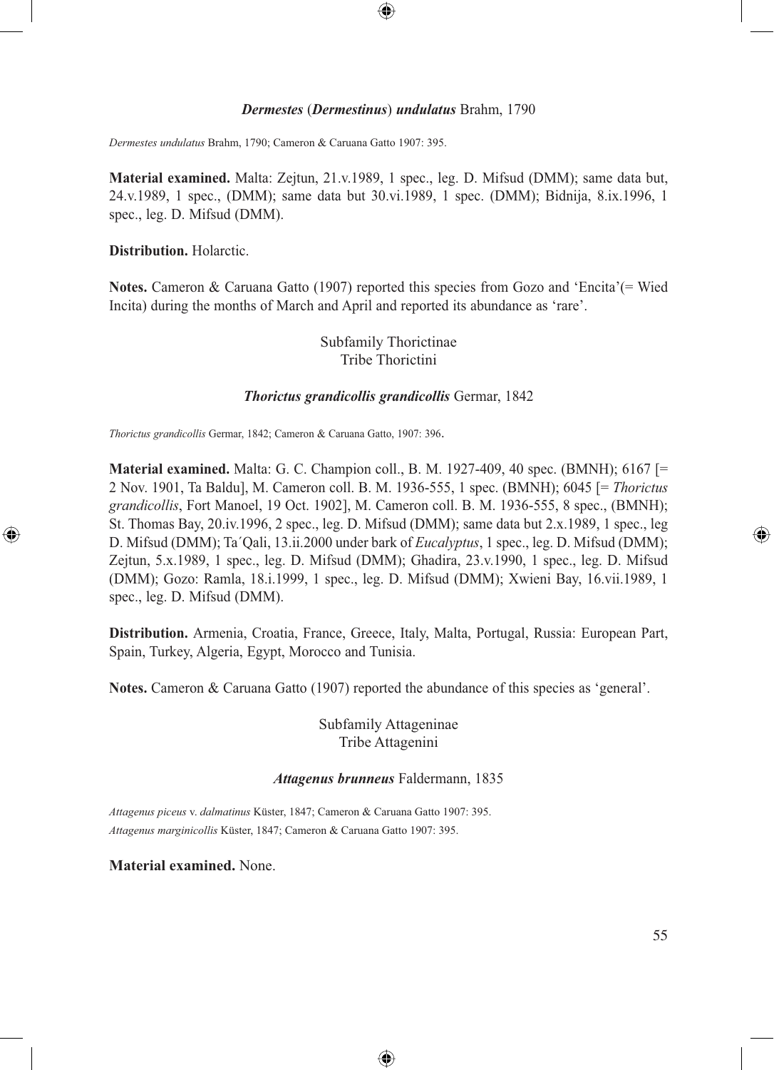### *Dermestes* (*Dermestinus*) *undulatus* Brahm, 1790

*Dermestes undulatus* Brahm, 1790; Cameron & Caruana Gatto 1907: 395.

**Material examined.** Malta: Zejtun, 21.v.1989, 1 spec., leg. D. Mifsud (DMM); same data but, 24.v.1989, 1 spec., (DMM); same data but 30.vi.1989, 1 spec. (DMM); Bidnija, 8.ix.1996, 1 spec., leg. D. Mifsud (DMM).

**Distribution.** Holarctic.

**Notes.** Cameron & Caruana Gatto (1907) reported this species from Gozo and 'Encita'(= Wied Incita) during the months of March and April and reported its abundance as 'rare'.

## Subfamily Thorictinae
## Tribe Thorictini

### *Thorictus grandicollis grandicollis* Germar, 1842

*Thorictus grandicollis* Germar, 1842; Cameron & Caruana Gatto, 1907: 396.

**Material examined.** Malta: G. C. Champion coll., B. M. 1927-409, 40 spec. (BMNH); 6167 [= 2 Nov. 1901, Ta Baldu], M. Cameron coll. B. M. 1936-555, 1 spec. (BMNH); 6045 [= *Thorictus grandicollis*, Fort Manoel, 19 Oct. 1902], M. Cameron coll. B. M. 1936-555, 8 spec., (BMNH); St. Thomas Bay, 20.iv.1996, 2 spec., leg. D. Mifsud (DMM); same data but 2.x.1989, 1 spec., leg D. Mifsud (DMM); Ta´Qali, 13.ii.2000 under bark of *Eucalyptus*, 1 spec., leg. D. Mifsud (DMM); Zejtun, 5.x.1989, 1 spec., leg. D. Mifsud (DMM); Ghadira, 23.v.1990, 1 spec., leg. D. Mifsud (DMM); Gozo: Ramla, 18.i.1999, 1 spec., leg. D. Mifsud (DMM); Xwieni Bay, 16.vii.1989, 1 spec., leg. D. Mifsud (DMM).

**Distribution.** Armenia, Croatia, France, Greece, Italy, Malta, Portugal, Russia: European Part, Spain, Turkey, Algeria, Egypt, Morocco and Tunisia.

**Notes.** Cameron & Caruana Gatto (1907) reported the abundance of this species as 'general'.

## Subfamily Attageninae
## Tribe Attagenini

### *Attagenus brunneus* Faldermann, 1835

*Attagenus piceus* v. *dalmatinus* Küster, 1847; Cameron & Caruana Gatto 1907: 395.
*Attagenus marginicollis* Küster, 1847; Cameron & Caruana Gatto 1907: 395.

**Material examined.** None.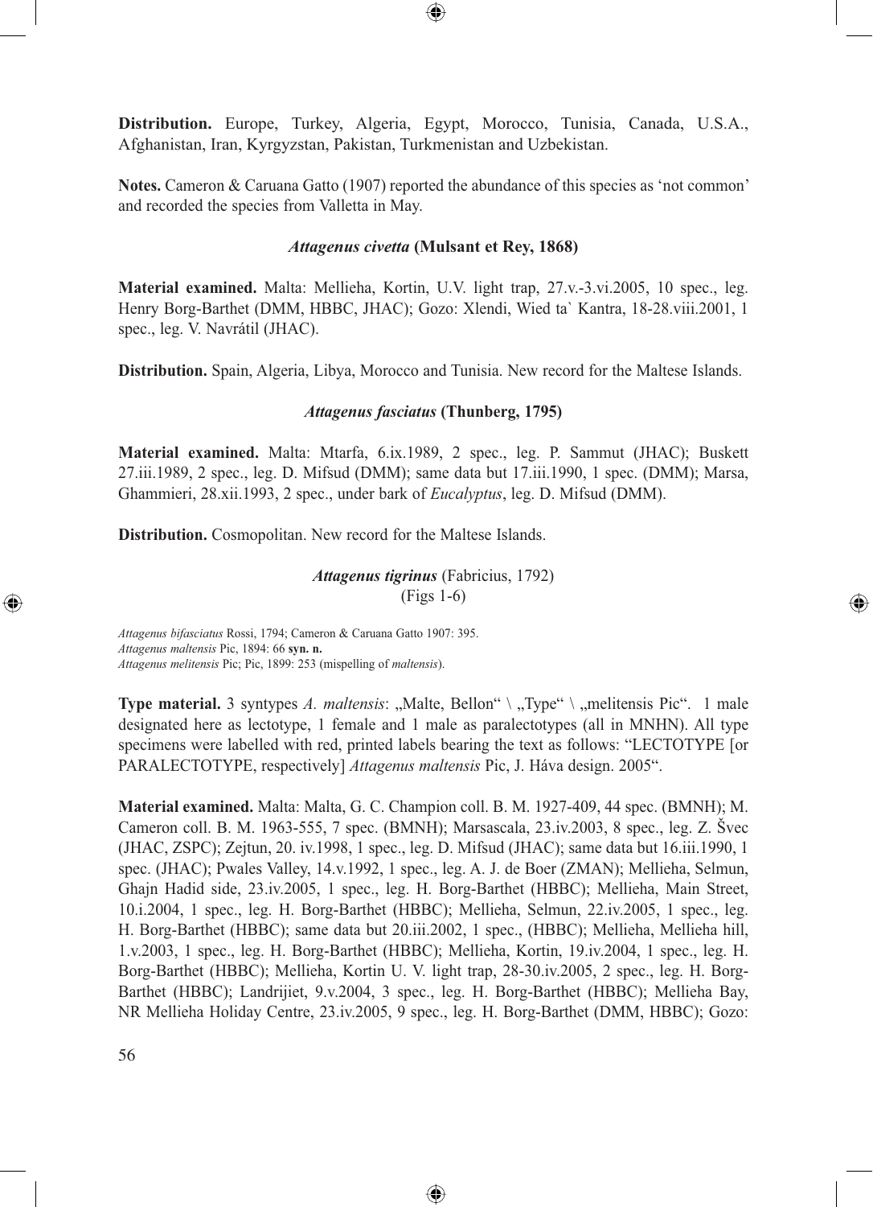**Distribution.** Europe, Turkey, Algeria, Egypt, Morocco, Tunisia, Canada, U.S.A., Afghanistan, Iran, Kyrgyzstan, Pakistan, Turkmenistan and Uzbekistan.

**Notes.** Cameron & Caruana Gatto (1907) reported the abundance of this species as 'not common' and recorded the species from Valletta in May.

### *Attagenus civetta* (Mulsant et Rey, 1868)

**Material examined.** Malta: Mellieha, Kortin, U.V. light trap, 27.v.-3.vi.2005, 10 spec., leg. Henry Borg-Barthet (DMM, HBBC, JHAC); Gozo: Xlendi, Wied ta` Kantra, 18-28.viii.2001, 1 spec., leg. V. Navrátil (JHAC).

**Distribution.** Spain, Algeria, Libya, Morocco and Tunisia. New record for the Maltese Islands.

### *Attagenus fasciatus* (Thunberg, 1795)

**Material examined.** Malta: Mtarfa, 6.ix.1989, 2 spec., leg. P. Sammut (JHAC); Buskett 27.iii.1989, 2 spec., leg. D. Mifsud (DMM); same data but 17.iii.1990, 1 spec. (DMM); Marsa, Ghammieri, 28.xii.1993, 2 spec., under bark of *Eucalyptus*, leg. D. Mifsud (DMM).

**Distribution.** Cosmopolitan. New record for the Maltese Islands.

### *Attagenus tigrinus* (Fabricius, 1792)
(Figs 1-6)

*Attagenus bifasciatus* Rossi, 1794; Cameron & Caruana Gatto 1907: 395.
*Attagenus maltensis* Pic, 1894: 66 **syn. n.**
*Attagenus melitensis* Pic; Pic, 1899: 253 (mispelling of *maltensis*).

**Type material.** 3 syntypes *A. maltensis*: „Malte, Bellon" \ „Type" \ „melitensis Pic". 1 male designated here as lectotype, 1 female and 1 male as paralectotypes (all in MNHN). All type specimens were labelled with red, printed labels bearing the text as follows: "LECTOTYPE [or PARALECTOTYPE, respectively] *Attagenus maltensis* Pic, J. Háva design. 2005".

**Material examined.** Malta: Malta, G. C. Champion coll. B. M. 1927-409, 44 spec. (BMNH); M. Cameron coll. B. M. 1963-555, 7 spec. (BMNH); Marsascala, 23.iv.2003, 8 spec., leg. Z. Švec (JHAC, ZSPC); Zejtun, 20. iv.1998, 1 spec., leg. D. Mifsud (JHAC); same data but 16.iii.1990, 1 spec. (JHAC); Pwales Valley, 14.v.1992, 1 spec., leg. A. J. de Boer (ZMAN); Mellieha, Selmun, Ghajn Hadid side, 23.iv.2005, 1 spec., leg. H. Borg-Barthet (HBBC); Mellieha, Main Street, 10.i.2004, 1 spec., leg. H. Borg-Barthet (HBBC); Mellieha, Selmun, 22.iv.2005, 1 spec., leg. H. Borg-Barthet (HBBC); same data but 20.iii.2002, 1 spec., (HBBC); Mellieha, Mellieha hill, 1.v.2003, 1 spec., leg. H. Borg-Barthet (HBBC); Mellieha, Kortin, 19.iv.2004, 1 spec., leg. H. Borg-Barthet (HBBC); Mellieha, Kortin U. V. light trap, 28-30.iv.2005, 2 spec., leg. H. Borg-Barthet (HBBC); Landrijiet, 9.v.2004, 3 spec., leg. H. Borg-Barthet (HBBC); Mellieha Bay, NR Mellieha Holiday Centre, 23.iv.2005, 9 spec., leg. H. Borg-Barthet (DMM, HBBC); Gozo: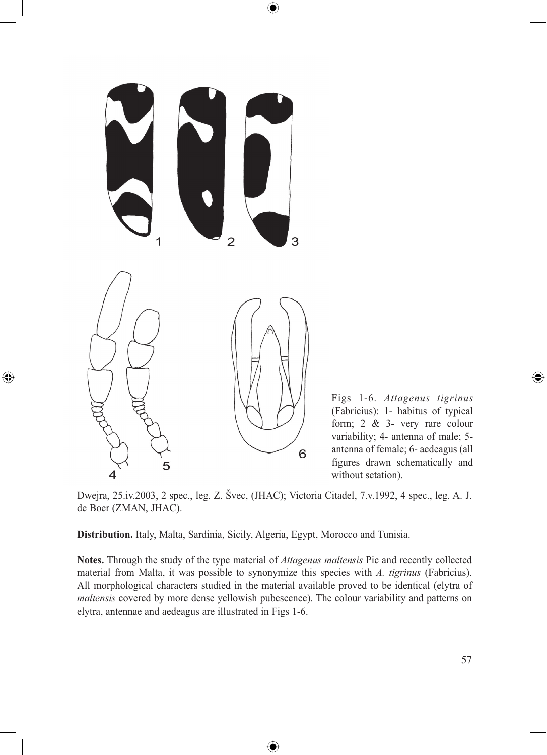Figs 1-6. *Attagenus tigrinus* (Fabricius): 1- habitus of typical form; 2 & 3- very rare colour variability; 4- antenna of male; 5- antenna of female; 6- aedeagus (all figures drawn schematically and without setation).

Dwejra, 25.iv.2003, 2 spec., leg. Z. Švec, (JHAC); Victoria Citadel, 7.v.1992, 4 spec., leg. A. J. de Boer (ZMAN, JHAC).

**Distribution.** Italy, Malta, Sardinia, Sicily, Algeria, Egypt, Morocco and Tunisia.

**Notes.** Through the study of the type material of *Attagenus maltensis* Pic and recently collected material from Malta, it was possible to synonymize this species with *A. tigrinus* (Fabricius). All morphological characters studied in the material available proved to be identical (elytra of *maltensis* covered by more dense yellowish pubescence). The colour variability and patterns on elytra, antennae and aedeagus are illustrated in Figs 1-6.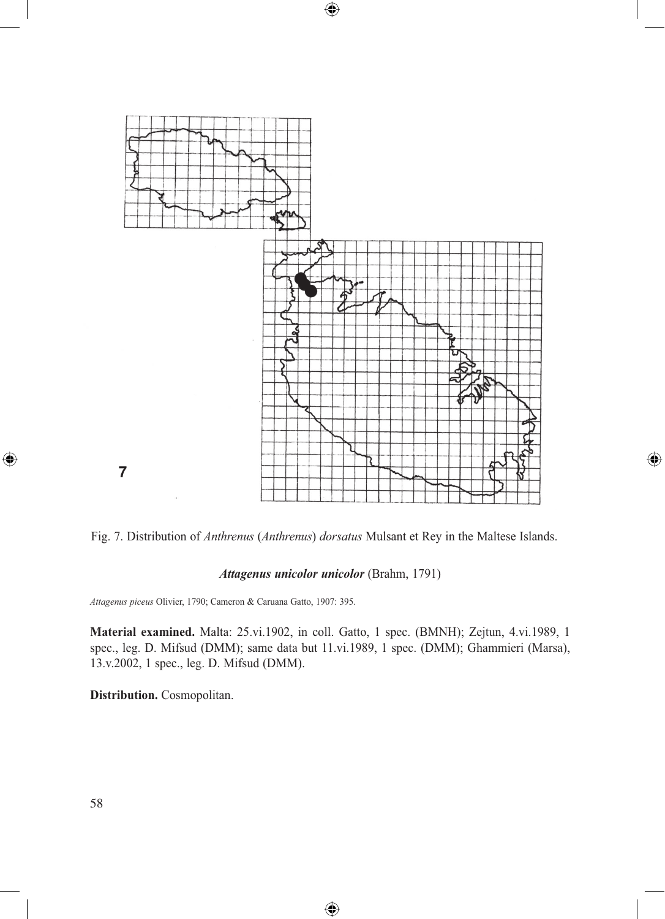Fig. 7. Distribution of *Anthrenus* (*Anthrenus*) *dorsatus* Mulsant et Rey in the Maltese Islands.

### ***Attagenus unicolor unicolor*** (Brahm, 1791)

*Attagenus piceus* Olivier, 1790; Cameron & Caruana Gatto, 1907: 395.

**Material examined.** Malta: 25.vi.1902, in coll. Gatto, 1 spec. (BMNH); Zejtun, 4.vi.1989, 1 spec., leg. D. Mifsud (DMM); same data but 11.vi.1989, 1 spec. (DMM); Ghammieri (Marsa), 13.v.2002, 1 spec., leg. D. Mifsud (DMM).

**Distribution.** Cosmopolitan.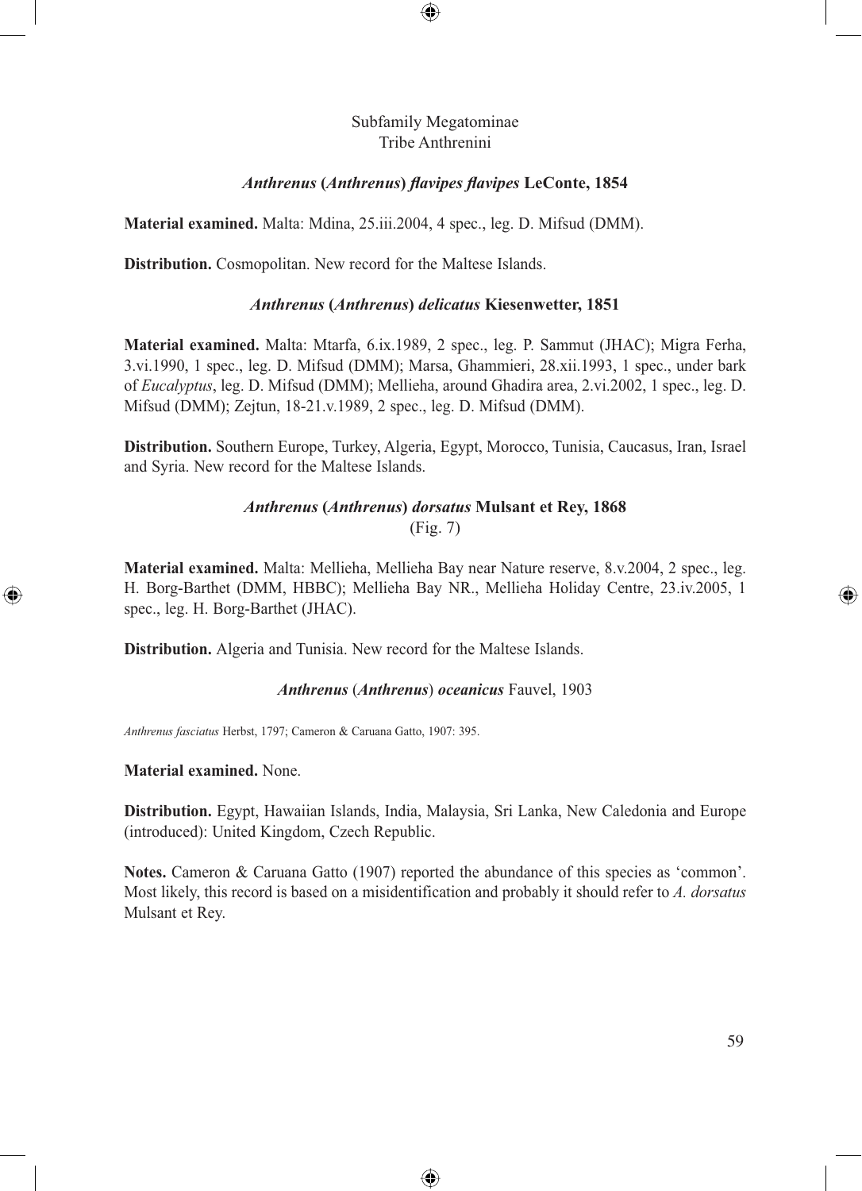Subfamily Megatominae
Tribe Anthrenini

### *Anthrenus* (*Anthrenus*) *flavipes flavipes* LeConte, 1854

**Material examined.** Malta: Mdina, 25.iii.2004, 4 spec., leg. D. Mifsud (DMM).

**Distribution.** Cosmopolitan. New record for the Maltese Islands.

### *Anthrenus* (*Anthrenus*) *delicatus* Kiesenwetter, 1851

**Material examined.** Malta: Mtarfa, 6.ix.1989, 2 spec., leg. P. Sammut (JHAC); Migra Ferha, 3.vi.1990, 1 spec., leg. D. Mifsud (DMM); Marsa, Ghammieri, 28.xii.1993, 1 spec., under bark of *Eucalyptus*, leg. D. Mifsud (DMM); Mellieha, around Ghadira area, 2.vi.2002, 1 spec., leg. D. Mifsud (DMM); Zejtun, 18-21.v.1989, 2 spec., leg. D. Mifsud (DMM).

**Distribution.** Southern Europe, Turkey, Algeria, Egypt, Morocco, Tunisia, Caucasus, Iran, Israel and Syria. New record for the Maltese Islands.

### *Anthrenus* (*Anthrenus*) *dorsatus* Mulsant et Rey, 1868
(Fig. 7)

**Material examined.** Malta: Mellieha, Mellieha Bay near Nature reserve, 8.v.2004, 2 spec., leg. H. Borg-Barthet (DMM, HBBC); Mellieha Bay NR., Mellieha Holiday Centre, 23.iv.2005, 1 spec., leg. H. Borg-Barthet (JHAC).

**Distribution.** Algeria and Tunisia. New record for the Maltese Islands.

### *Anthrenus* (*Anthrenus*) *oceanicus* Fauvel, 1903

*Anthrenus fasciatus* Herbst, 1797; Cameron & Caruana Gatto, 1907: 395.

**Material examined.** None.

**Distribution.** Egypt, Hawaiian Islands, India, Malaysia, Sri Lanka, New Caledonia and Europe (introduced): United Kingdom, Czech Republic.

**Notes.** Cameron & Caruana Gatto (1907) reported the abundance of this species as 'common'. Most likely, this record is based on a misidentification and probably it should refer to *A. dorsatus* Mulsant et Rey.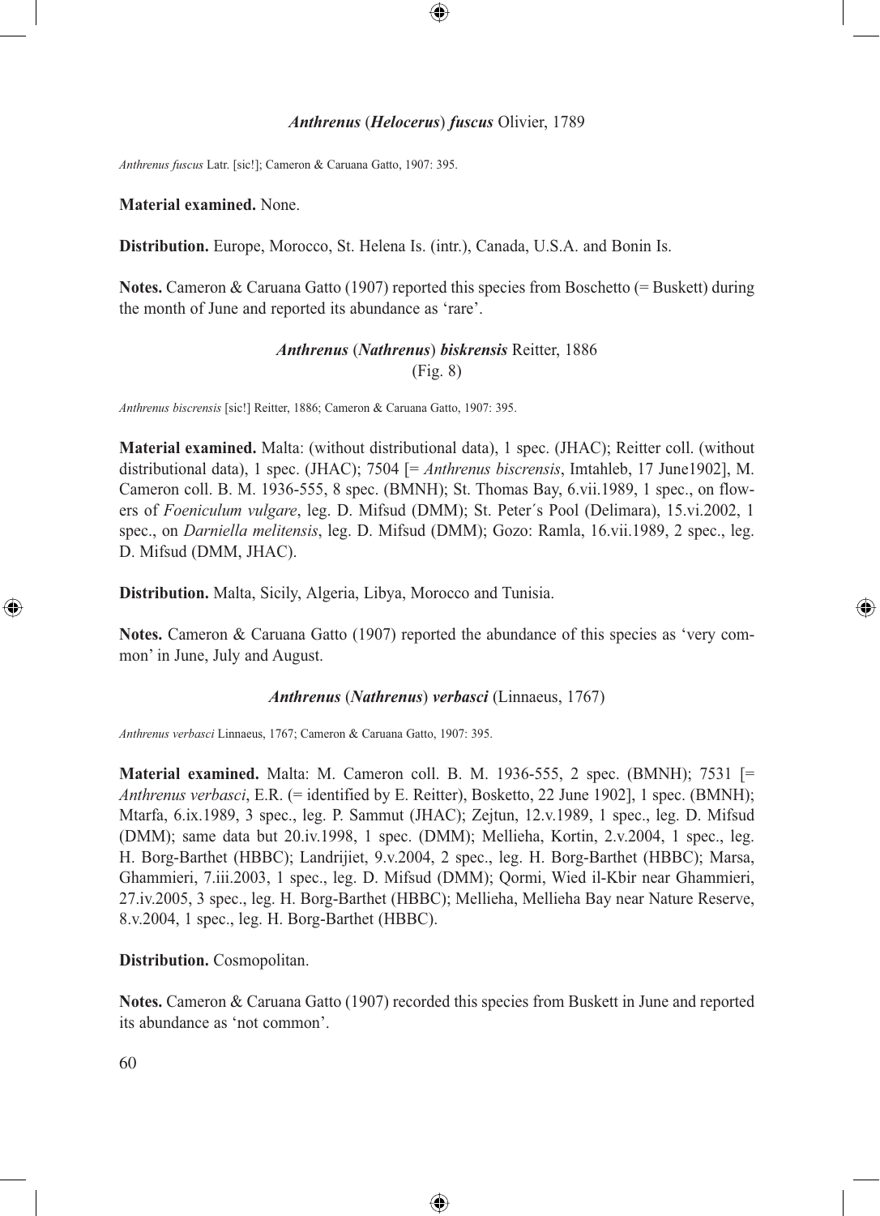### *Anthrenus* (*Helocerus*) *fuscus* Olivier, 1789

*Anthrenus fuscus* Latr. [sic!]; Cameron & Caruana Gatto, 1907: 395.

**Material examined.** None.

**Distribution.** Europe, Morocco, St. Helena Is. (intr.), Canada, U.S.A. and Bonin Is.

**Notes.** Cameron & Caruana Gatto (1907) reported this species from Boschetto (= Buskett) during the month of June and reported its abundance as 'rare'.

### *Anthrenus* (*Nathrenus*) *biskrensis* Reitter, 1886
(Fig. 8)

*Anthrenus biscrensis* [sic!] Reitter, 1886; Cameron & Caruana Gatto, 1907: 395.

**Material examined.** Malta: (without distributional data), 1 spec. (JHAC); Reitter coll. (without distributional data), 1 spec. (JHAC); 7504 [= *Anthrenus biscrensis*, Imtahleb, 17 June1902], M. Cameron coll. B. M. 1936-555, 8 spec. (BMNH); St. Thomas Bay, 6.vii.1989, 1 spec., on flowers of *Foeniculum vulgare*, leg. D. Mifsud (DMM); St. Peter´s Pool (Delimara), 15.vi.2002, 1 spec., on *Darniella melitensis*, leg. D. Mifsud (DMM); Gozo: Ramla, 16.vii.1989, 2 spec., leg. D. Mifsud (DMM, JHAC).

**Distribution.** Malta, Sicily, Algeria, Libya, Morocco and Tunisia.

**Notes.** Cameron & Caruana Gatto (1907) reported the abundance of this species as 'very common' in June, July and August.

### *Anthrenus* (*Nathrenus*) *verbasci* (Linnaeus, 1767)

*Anthrenus verbasci* Linnaeus, 1767; Cameron & Caruana Gatto, 1907: 395.

**Material examined.** Malta: M. Cameron coll. B. M. 1936-555, 2 spec. (BMNH); 7531 [= *Anthrenus verbasci*, E.R. (= identified by E. Reitter), Bosketto, 22 June 1902], 1 spec. (BMNH); Mtarfa, 6.ix.1989, 3 spec., leg. P. Sammut (JHAC); Zejtun, 12.v.1989, 1 spec., leg. D. Mifsud (DMM); same data but 20.iv.1998, 1 spec. (DMM); Mellieha, Kortin, 2.v.2004, 1 spec., leg. H. Borg-Barthet (HBBC); Landrijiet, 9.v.2004, 2 spec., leg. H. Borg-Barthet (HBBC); Marsa, Ghammieri, 7.iii.2003, 1 spec., leg. D. Mifsud (DMM); Qormi, Wied il-Kbir near Ghammieri, 27.iv.2005, 3 spec., leg. H. Borg-Barthet (HBBC); Mellieha, Mellieha Bay near Nature Reserve, 8.v.2004, 1 spec., leg. H. Borg-Barthet (HBBC).

**Distribution.** Cosmopolitan.

**Notes.** Cameron & Caruana Gatto (1907) recorded this species from Buskett in June and reported its abundance as 'not common'.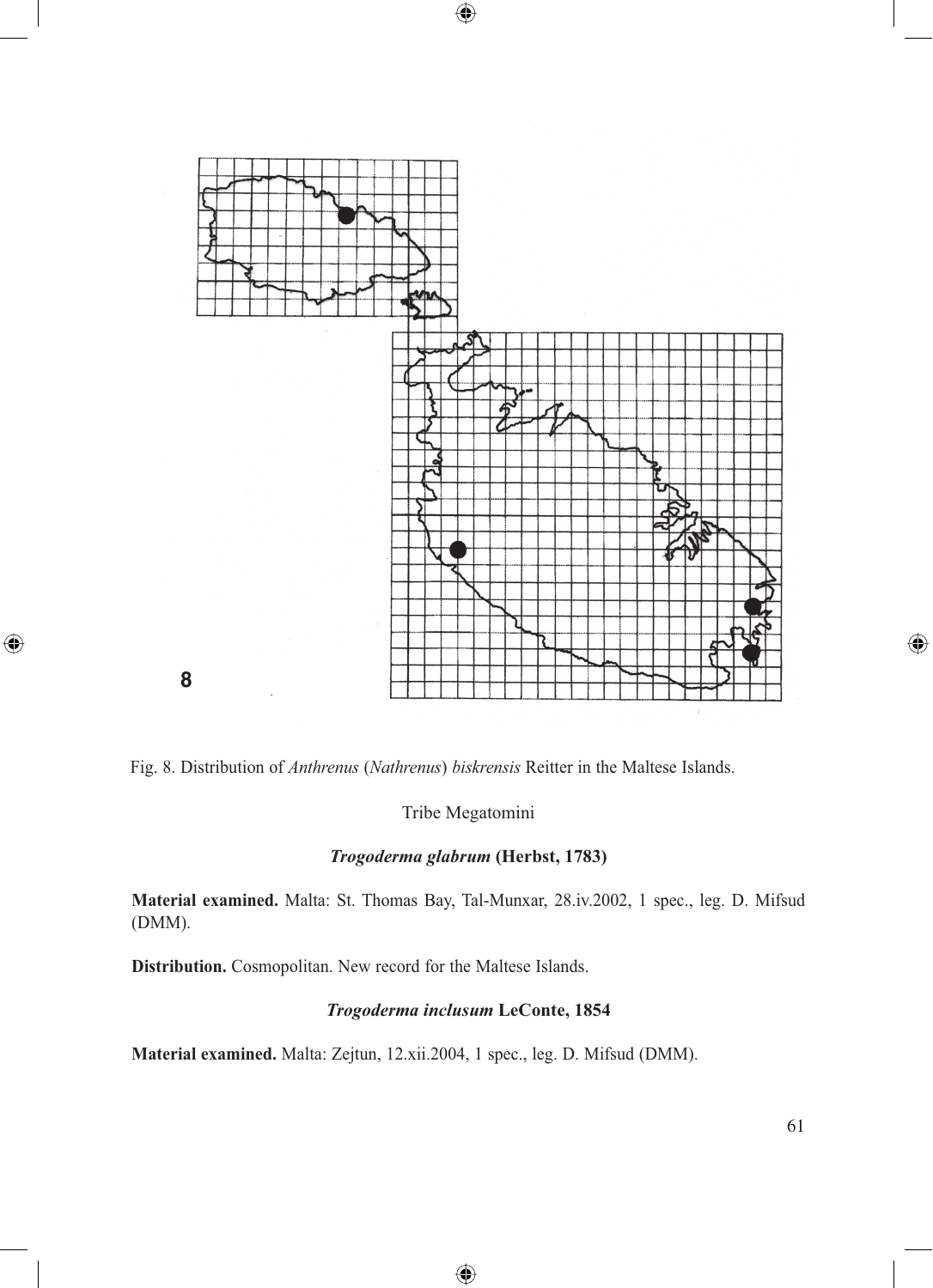8

Fig. 8. Distribution of *Anthrenus* (*Nathrenus*) *biskrensis* Reitter in the Maltese Islands.

Tribe Megatomini

### ***Trogoderma glabrum* (Herbst, 1783)**

**Material examined.** Malta: St. Thomas Bay, Tal-Munxar, 28.iv.2002, 1 spec., leg. D. Mifsud (DMM).

**Distribution.** Cosmopolitan. New record for the Maltese Islands.

### ***Trogoderma inclusum* LeConte, 1854**

**Material examined.** Malta: Zejtun, 12.xii.2004, 1 spec., leg. D. Mifsud (DMM).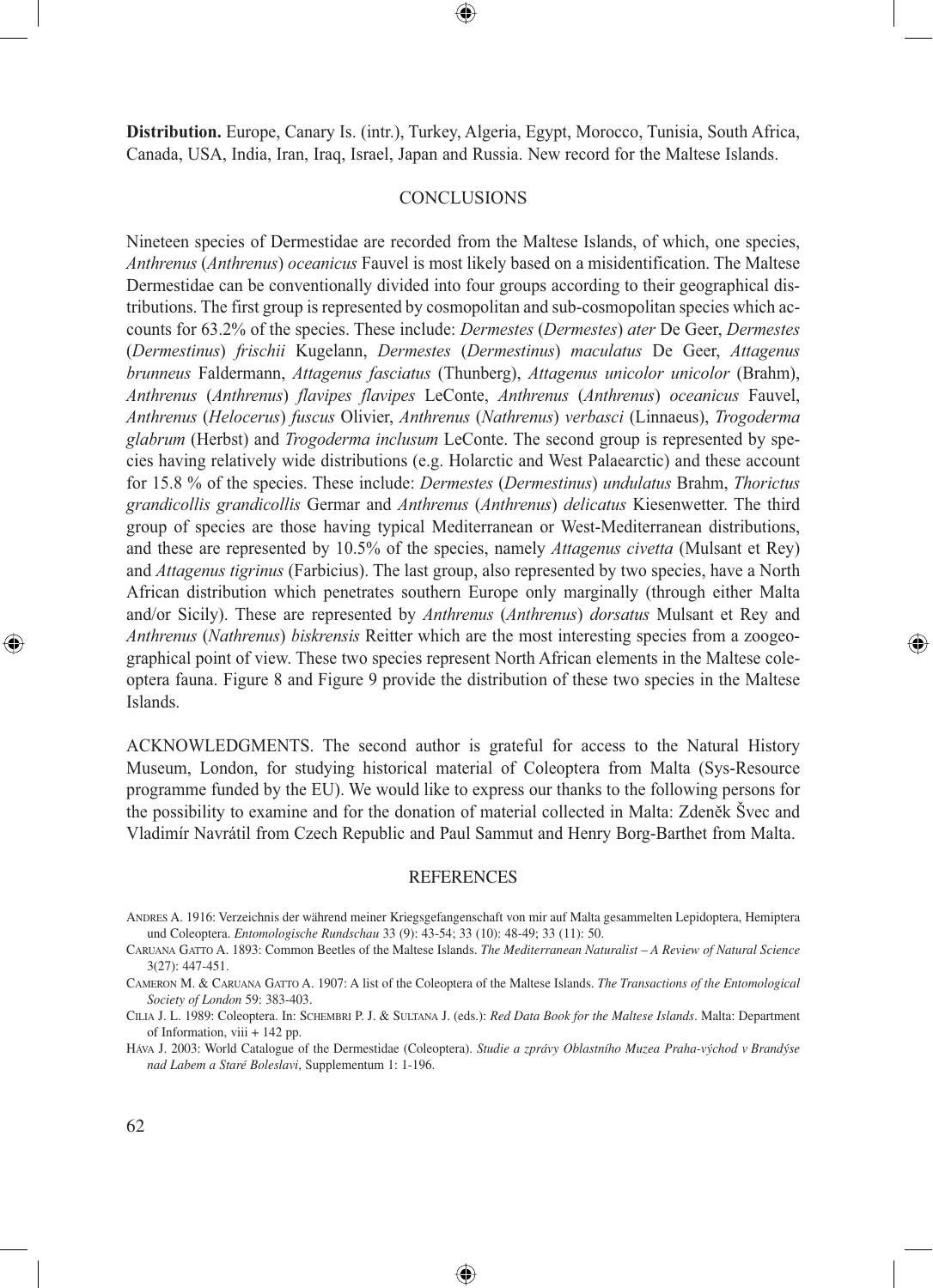**Distribution.** Europe, Canary Is. (intr.), Turkey, Algeria, Egypt, Morocco, Tunisia, South Africa, Canada, USA, India, Iran, Iraq, Israel, Japan and Russia. New record for the Maltese Islands.

## CONCLUSIONS

Nineteen species of Dermestidae are recorded from the Maltese Islands, of which, one species, *Anthrenus* (*Anthrenus*) *oceanicus* Fauvel is most likely based on a misidentification. The Maltese Dermestidae can be conventionally divided into four groups according to their geographical distributions. The first group is represented by cosmopolitan and sub-cosmopolitan species which accounts for 63.2% of the species. These include: *Dermestes* (*Dermestes*) *ater* De Geer, *Dermestes* (*Dermestinus*) *frischii* Kugelann, *Dermestes* (*Dermestinus*) *maculatus* De Geer, *Attagenus brunneus* Faldermann, *Attagenus fasciatus* (Thunberg), *Attagenus unicolor unicolor* (Brahm), *Anthrenus* (*Anthrenus*) *flavipes flavipes* LeConte, *Anthrenus* (*Anthrenus*) *oceanicus* Fauvel, *Anthrenus* (*Helocerus*) *fuscus* Olivier, *Anthrenus* (*Nathrenus*) *verbasci* (Linnaeus), *Trogoderma glabrum* (Herbst) and *Trogoderma inclusum* LeConte. The second group is represented by species having relatively wide distributions (e.g. Holarctic and West Palaearctic) and these account for 15.8 % of the species. These include: *Dermestes* (*Dermestinus*) *undulatus* Brahm, *Thorictus grandicollis grandicollis* Germar and *Anthrenus* (*Anthrenus*) *delicatus* Kiesenwetter. The third group of species are those having typical Mediterranean or West-Mediterranean distributions, and these are represented by 10.5% of the species, namely *Attagenus civetta* (Mulsant et Rey) and *Attagenus tigrinus* (Farbicius). The last group, also represented by two species, have a North African distribution which penetrates southern Europe only marginally (through either Malta and/or Sicily). These are represented by *Anthrenus* (*Anthrenus*) *dorsatus* Mulsant et Rey and *Anthrenus* (*Nathrenus*) *biskrensis* Reitter which are the most interesting species from a zoogeographical point of view. These two species represent North African elements in the Maltese coleoptera fauna. Figure 8 and Figure 9 provide the distribution of these two species in the Maltese Islands.

ACKNOWLEDGMENTS. The second author is grateful for access to the Natural History Museum, London, for studying historical material of Coleoptera from Malta (Sys-Resource programme funded by the EU). We would like to express our thanks to the following persons for the possibility to examine and for the donation of material collected in Malta: Zdeněk Švec and Vladimír Navrátil from Czech Republic and Paul Sammut and Henry Borg-Barthet from Malta.

## REFERENCES

Andres A. 1916: Verzeichnis der während meiner Kriegsgefangenschaft von mir auf Malta gesammelten Lepidoptera, Hemiptera und Coleoptera. *Entomologische Rundschau* 33 (9): 43-54; 33 (10): 48-49; 33 (11): 50.

Caruana Gatto A. 1893: Common Beetles of the Maltese Islands. *The Mediterranean Naturalist – A Review of Natural Science* 3(27): 447-451.

Cameron M. & Caruana Gatto A. 1907: A list of the Coleoptera of the Maltese Islands. *The Transactions of the Entomological Society of London* 59: 383-403.

Cilia J. L. 1989: Coleoptera. In: Schembri P. J. & Sultana J. (eds.): *Red Data Book for the Maltese Islands*. Malta: Department of Information, viii + 142 pp.

Háva J. 2003: World Catalogue of the Dermestidae (Coleoptera). *Studie a zprávy Oblastního Muzea Praha-východ v Brandýse nad Labem a Staré Boleslavi*, Supplementum 1: 1-196.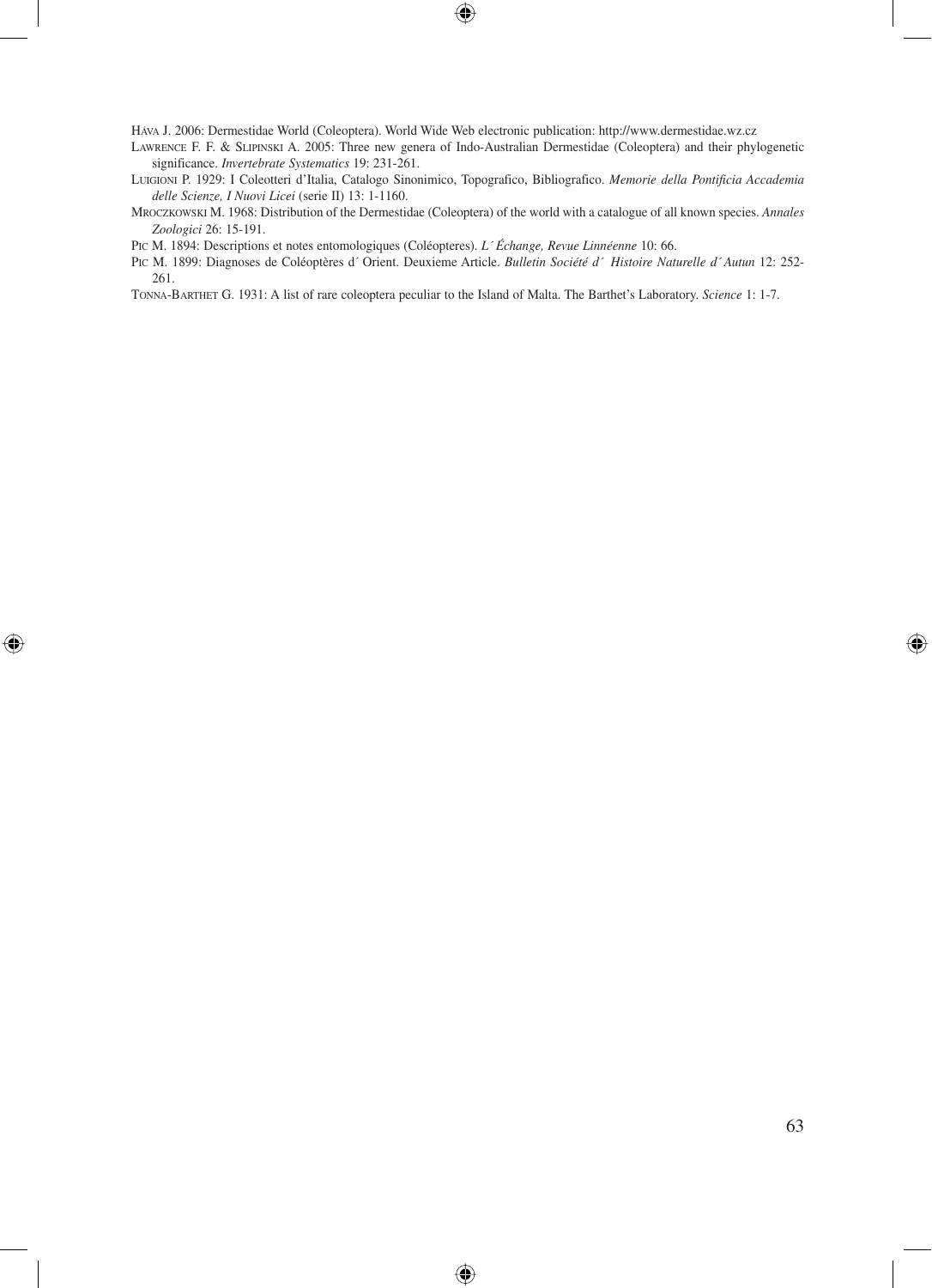Háva J. 2006: Dermestidae World (Coleoptera). World Wide Web electronic publication: http://www.dermestidae.wz.cz

Lawrence F. F. & Slipinski A. 2005: Three new genera of Indo-Australian Dermestidae (Coleoptera) and their phylogenetic significance. *Invertebrate Systematics* 19: 231-261.

Luigioni P. 1929: I Coleotteri d'Italia, Catalogo Sinonimico, Topografico, Bibliografico. *Memorie della Pontificia Accademia delle Scienze, I Nuovi Licei* (serie II) 13: 1-1160.

Mroczkowski M. 1968: Distribution of the Dermestidae (Coleoptera) of the world with a catalogue of all known species. *Annales Zoologici* 26: 15-191.

Pic M. 1894: Descriptions et notes entomologiques (Coléopteres). *L´Échange, Revue Linnéenne* 10: 66.

Pic M. 1899: Diagnoses de Coléoptères d´ Orient. Deuxieme Article. *Bulletin Société d´ Histoire Naturelle d´Autun* 12: 252-261.

Tonna-Barthet G. 1931: A list of rare coleoptera peculiar to the Island of Malta. The Barthet's Laboratory. *Science* 1: 1-7.